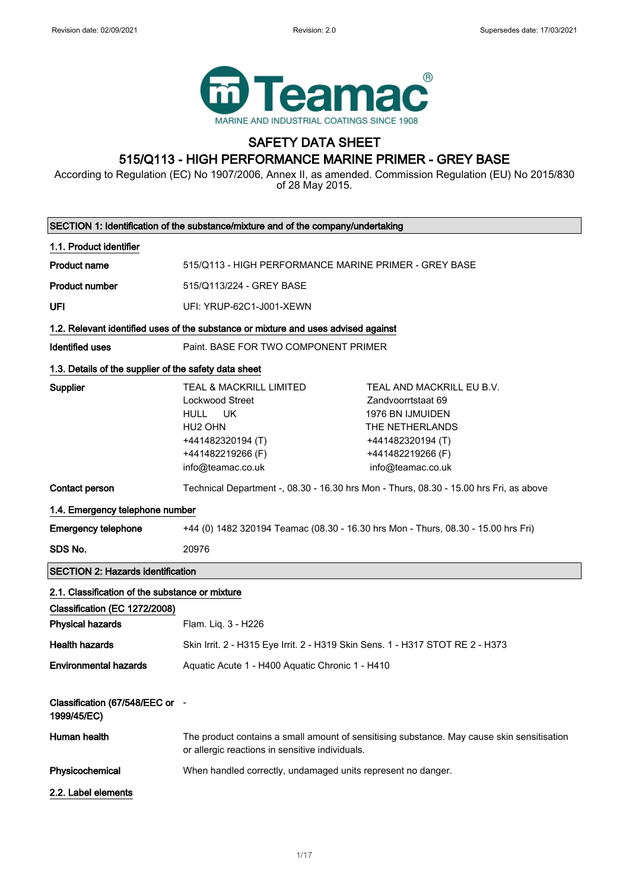Revision date: 02/09/2021 | Revision: 2.0 | Supersedes date: 17/03/2021

Teamac®
MARINE AND INDUSTRIAL COATINGS SINCE 1908

# SAFETY DATA SHEET
## 515/Q113 - HIGH PERFORMANCE MARINE PRIMER - GREY BASE

According to Regulation (EC) No 1907/2006, Annex II, as amended. Commission Regulation (EU) No 2015/830 of 28 May 2015.

## SECTION 1: Identification of the substance/mixture and of the company/undertaking

### 1.1. Product identifier

**Product name** 515/Q113 - HIGH PERFORMANCE MARINE PRIMER - GREY BASE

**Product number** 515/Q113/224 - GREY BASE

**UFI** UFI: YRUP-62C1-J001-XEWN

### 1.2. Relevant identified uses of the substance or mixture and uses advised against

**Identified uses** Paint. BASE FOR TWO COMPONENT PRIMER

### 1.3. Details of the supplier of the safety data sheet

**Supplier**

TEAL & MACKRILL LIMITED
Lockwood Street
HULL UK
HU2 OHN
+441482320194 (T)
+441482219266 (F)
info@teamac.co.uk

TEAL AND MACKRILL EU B.V.
Zandvoorrtstaat 69
1976 BN IJMUIDEN
THE NETHERLANDS
+441482320194 (T)
+441482219266 (F)
info@teamac.co.uk

**Contact person** Technical Department -, 08.30 - 16.30 hrs Mon - Thurs, 08.30 - 15.00 hrs Fri, as above

### 1.4. Emergency telephone number

**Emergency telephone** +44 (0) 1482 320194 Teamac (08.30 - 16.30 hrs Mon - Thurs, 08.30 - 15.00 hrs Fri)

**SDS No.** 20976

## SECTION 2: Hazards identification

### 2.1. Classification of the substance or mixture

**Classification (EC 1272/2008)**

**Physical hazards** Flam. Liq. 3 - H226

**Health hazards** Skin Irrit. 2 - H315 Eye Irrit. 2 - H319 Skin Sens. 1 - H317 STOT RE 2 - H373

**Environmental hazards** Aquatic Acute 1 - H400 Aquatic Chronic 1 - H410

**Classification (67/548/EEC or 1999/45/EC)** -

**Human health** The product contains a small amount of sensitising substance. May cause skin sensitisation or allergic reactions in sensitive individuals.

**Physicochemical** When handled correctly, undamaged units represent no danger.

### 2.2. Label elements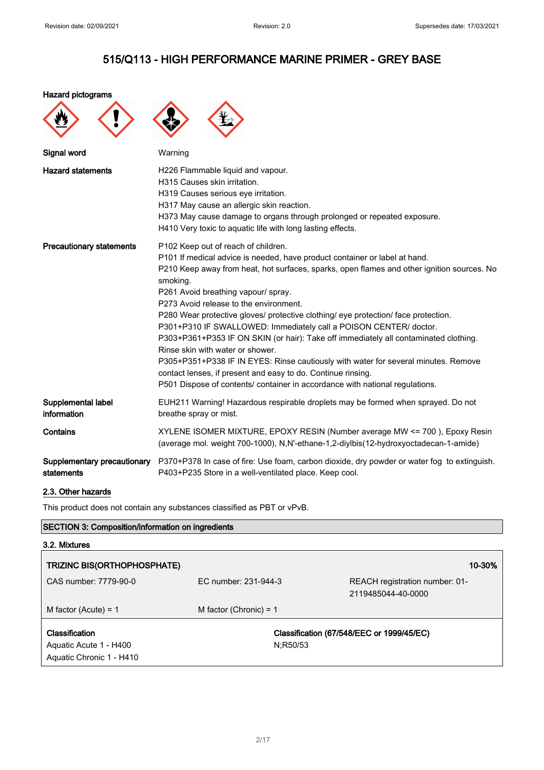# 515/Q113 - HIGH PERFORMANCE MARINE PRIMER - GREY BASE

**Hazard pictograms**

| | |
|---|---|
| **Signal word** | Warning |
| **Hazard statements** | H226 Flammable liquid and vapour.<br>H315 Causes skin irritation.<br>H319 Causes serious eye irritation.<br>H317 May cause an allergic skin reaction.<br>H373 May cause damage to organs through prolonged or repeated exposure.<br>H410 Very toxic to aquatic life with long lasting effects. |
| **Precautionary statements** | P102 Keep out of reach of children.<br>P101 If medical advice is needed, have product container or label at hand.<br>P210 Keep away from heat, hot surfaces, sparks, open flames and other ignition sources. No smoking.<br>P261 Avoid breathing vapour/ spray.<br>P273 Avoid release to the environment.<br>P280 Wear protective gloves/ protective clothing/ eye protection/ face protection.<br>P301+P310 IF SWALLOWED: Immediately call a POISON CENTER/ doctor.<br>P303+P361+P353 IF ON SKIN (or hair): Take off immediately all contaminated clothing. Rinse skin with water or shower.<br>P305+P351+P338 IF IN EYES: Rinse cautiously with water for several minutes. Remove contact lenses, if present and easy to do. Continue rinsing.<br>P501 Dispose of contents/ container in accordance with national regulations. |
| **Supplemental label information** | EUH211 Warning! Hazardous respirable droplets may be formed when sprayed. Do not breathe spray or mist. |
| **Contains** | XYLENE ISOMER MIXTURE, EPOXY RESIN (Number average MW <= 700 ), Epoxy Resin (average mol. weight 700-1000), N,N'-ethane-1,2-diylbis(12-hydroxyoctadecan-1-amide) |
| **Supplementary precautionary statements** | P370+P378 In case of fire: Use foam, carbon dioxide, dry powder or water fog to extinguish.<br>P403+P235 Store in a well-ventilated place. Keep cool. |

## 2.3. Other hazards

This product does not contain any substances classified as PBT or vPvB.

## SECTION 3: Composition/information on ingredients

### 3.2. Mixtures

| **TRIZINC BIS(ORTHOPHOSPHATE)** | | **10-30%** |
|---|---|---|
| CAS number: 7779-90-0 | EC number: 231-944-3 | REACH registration number: 01-2119485044-40-0000 |
| M factor (Acute) = 1 | M factor (Chronic) = 1 | |

| **Classification** | **Classification (67/548/EEC or 1999/45/EC)** |
|---|---|
| Aquatic Acute 1 - H400<br>Aquatic Chronic 1 - H410 | N;R50/53 |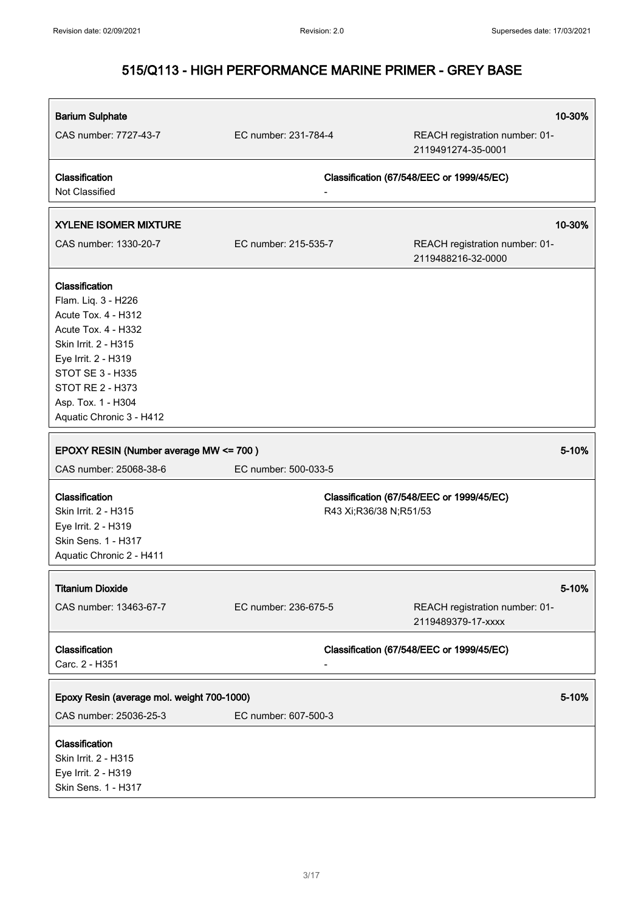**Barium Sulphate** 10-30%

CAS number: 7727-43-7 | EC number: 231-784-4 | REACH registration number: 01-2119491274-35-0001

**Classification**
Not Classified

**Classification (67/548/EEC or 1999/45/EC)**
-

**XYLENE ISOMER MIXTURE** 10-30%

CAS number: 1330-20-7 | EC number: 215-535-7 | REACH registration number: 01-2119488216-32-0000

**Classification**
Flam. Liq. 3 - H226
Acute Tox. 4 - H312
Acute Tox. 4 - H332
Skin Irrit. 2 - H315
Eye Irrit. 2 - H319
STOT SE 3 - H335
STOT RE 2 - H373
Asp. Tox. 1 - H304
Aquatic Chronic 3 - H412

**EPOXY RESIN (Number average MW <= 700 )** 5-10%

CAS number: 25068-38-6 | EC number: 500-033-5

**Classification**
Skin Irrit. 2 - H315
Eye Irrit. 2 - H319
Skin Sens. 1 - H317
Aquatic Chronic 2 - H411

**Classification (67/548/EEC or 1999/45/EC)**
R43 Xi;R36/38 N;R51/53

**Titanium Dioxide** 5-10%

CAS number: 13463-67-7 | EC number: 236-675-5 | REACH registration number: 01-2119489379-17-xxxx

**Classification**
Carc. 2 - H351

**Classification (67/548/EEC or 1999/45/EC)**
-

**Epoxy Resin (average mol. weight 700-1000)** 5-10%

CAS number: 25036-25-3 | EC number: 607-500-3

**Classification**
Skin Irrit. 2 - H315
Eye Irrit. 2 - H319
Skin Sens. 1 - H317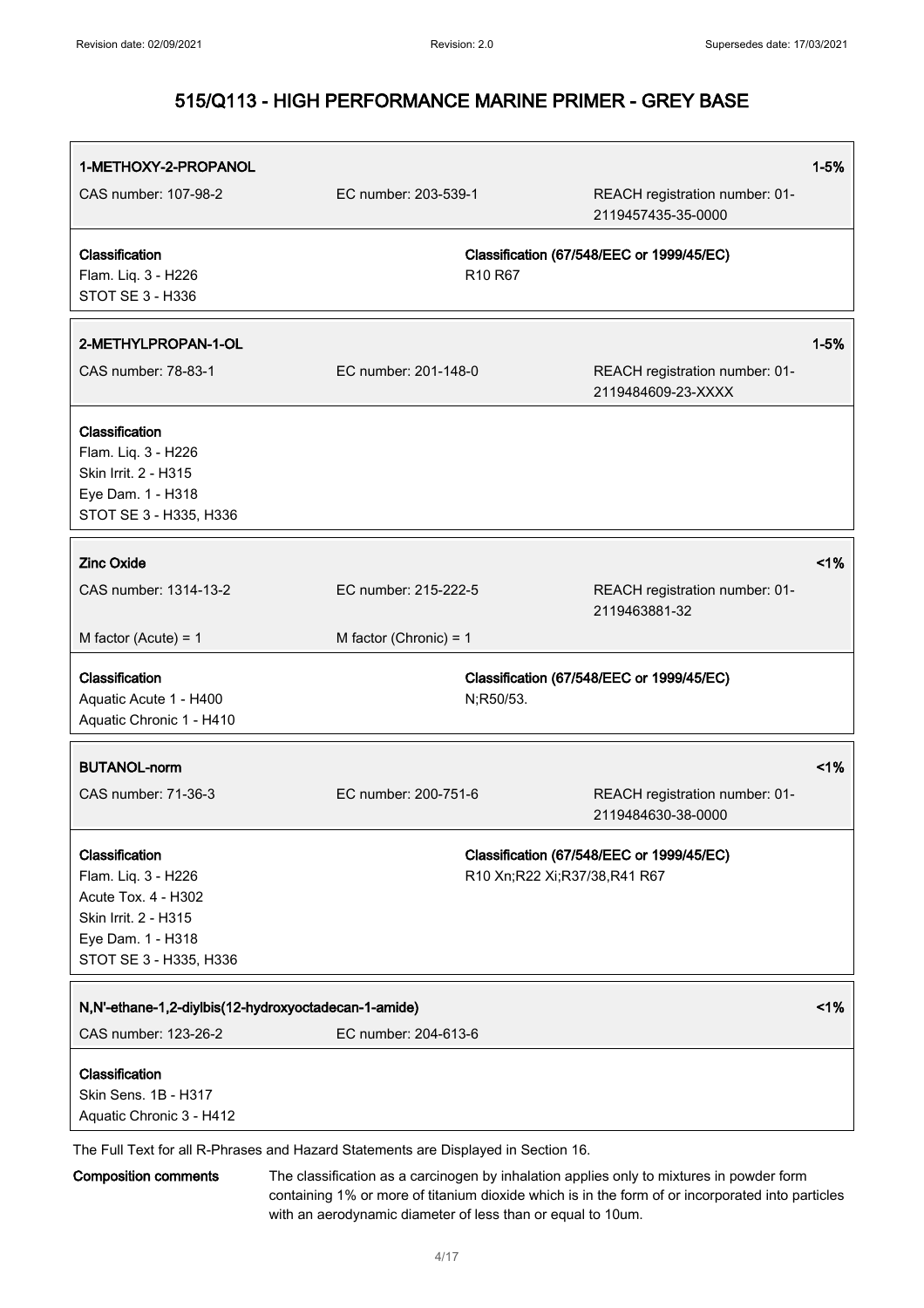| **1-METHOXY-2-PROPANOL** | | | **1-5%** |
|---|---|---|---|
| CAS number: 107-98-2 | EC number: 203-539-1 | REACH registration number: 01-2119457435-35-0000 | |
| **Classification**<br>Flam. Liq. 3 - H226<br>STOT SE 3 - H336 | **Classification (67/548/EEC or 1999/45/EC)**<br>R10 R67 | | |

| **2-METHYLPROPAN-1-OL** | | | **1-5%** |
|---|---|---|---|
| CAS number: 78-83-1 | EC number: 201-148-0 | REACH registration number: 01-2119484609-23-XXXX | |
| **Classification**<br>Flam. Liq. 3 - H226<br>Skin Irrit. 2 - H315<br>Eye Dam. 1 - H318<br>STOT SE 3 - H335, H336 | | | |

| **Zinc Oxide** | | | **<1%** |
|---|---|---|---|
| CAS number: 1314-13-2 | EC number: 215-222-5 | REACH registration number: 01-2119463881-32 | |
| M factor (Acute) = 1 | M factor (Chronic) = 1 | | |
| **Classification**<br>Aquatic Acute 1 - H400<br>Aquatic Chronic 1 - H410 | **Classification (67/548/EEC or 1999/45/EC)**<br>N;R50/53. | | |

| **BUTANOL-norm** | | | **<1%** |
|---|---|---|---|
| CAS number: 71-36-3 | EC number: 200-751-6 | REACH registration number: 01-2119484630-38-0000 | |
| **Classification**<br>Flam. Liq. 3 - H226<br>Acute Tox. 4 - H302<br>Skin Irrit. 2 - H315<br>Eye Dam. 1 - H318<br>STOT SE 3 - H335, H336 | **Classification (67/548/EEC or 1999/45/EC)**<br>R10 Xn;R22 Xi;R37/38,R41 R67 | | |

| **N,N'-ethane-1,2-diylbis(12-hydroxyoctadecan-1-amide)** | | **<1%** |
|---|---|---|
| CAS number: 123-26-2 | EC number: 204-613-6 | |
| **Classification**<br>Skin Sens. 1B - H317<br>Aquatic Chronic 3 - H412 | | |

The Full Text for all R-Phrases and Hazard Statements are Displayed in Section 16.

**Composition comments** The classification as a carcinogen by inhalation applies only to mixtures in powder form containing 1% or more of titanium dioxide which is in the form of or incorporated into particles with an aerodynamic diameter of less than or equal to 10um.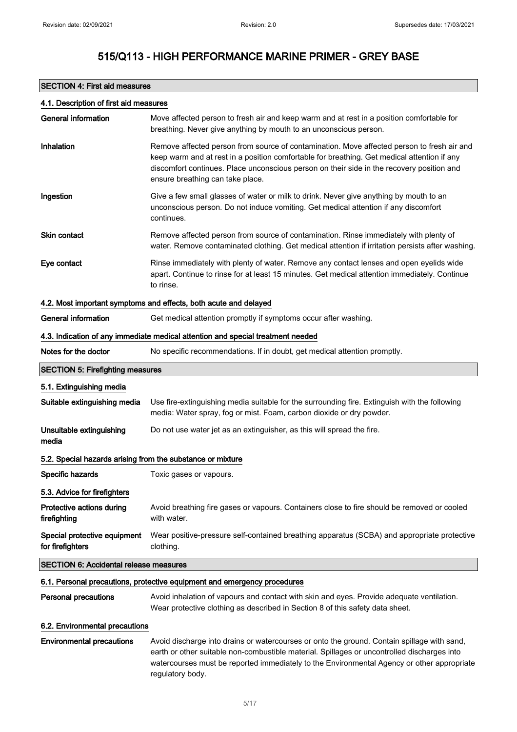# 515/Q113 - HIGH PERFORMANCE MARINE PRIMER - GREY BASE

## SECTION 4: First aid measures

### 4.1. Description of first aid measures

| | |
|---|---|
| **General information** | Move affected person to fresh air and keep warm and at rest in a position comfortable for breathing. Never give anything by mouth to an unconscious person. |
| **Inhalation** | Remove affected person from source of contamination. Move affected person to fresh air and keep warm and at rest in a position comfortable for breathing. Get medical attention if any discomfort continues. Place unconscious person on their side in the recovery position and ensure breathing can take place. |
| **Ingestion** | Give a few small glasses of water or milk to drink. Never give anything by mouth to an unconscious person. Do not induce vomiting. Get medical attention if any discomfort continues. |
| **Skin contact** | Remove affected person from source of contamination. Rinse immediately with plenty of water. Remove contaminated clothing. Get medical attention if irritation persists after washing. |
| **Eye contact** | Rinse immediately with plenty of water. Remove any contact lenses and open eyelids wide apart. Continue to rinse for at least 15 minutes. Get medical attention immediately. Continue to rinse. |

### 4.2. Most important symptoms and effects, both acute and delayed

| | |
|---|---|
| **General information** | Get medical attention promptly if symptoms occur after washing. |

### 4.3. Indication of any immediate medical attention and special treatment needed

| | |
|---|---|
| **Notes for the doctor** | No specific recommendations. If in doubt, get medical attention promptly. |

## SECTION 5: Firefighting measures

### 5.1. Extinguishing media

| | |
|---|---|
| **Suitable extinguishing media** | Use fire-extinguishing media suitable for the surrounding fire. Extinguish with the following media: Water spray, fog or mist. Foam, carbon dioxide or dry powder. |
| **Unsuitable extinguishing media** | Do not use water jet as an extinguisher, as this will spread the fire. |

### 5.2. Special hazards arising from the substance or mixture

| | |
|---|---|
| **Specific hazards** | Toxic gases or vapours. |

### 5.3. Advice for firefighters

| | |
|---|---|
| **Protective actions during firefighting** | Avoid breathing fire gases or vapours. Containers close to fire should be removed or cooled with water. |
| **Special protective equipment for firefighters** | Wear positive-pressure self-contained breathing apparatus (SCBA) and appropriate protective clothing. |

## SECTION 6: Accidental release measures

### 6.1. Personal precautions, protective equipment and emergency procedures

| | |
|---|---|
| **Personal precautions** | Avoid inhalation of vapours and contact with skin and eyes. Provide adequate ventilation. Wear protective clothing as described in Section 8 of this safety data sheet. |

### 6.2. Environmental precautions

| | |
|---|---|
| **Environmental precautions** | Avoid discharge into drains or watercourses or onto the ground. Contain spillage with sand, earth or other suitable non-combustible material. Spillages or uncontrolled discharges into watercourses must be reported immediately to the Environmental Agency or other appropriate regulatory body. |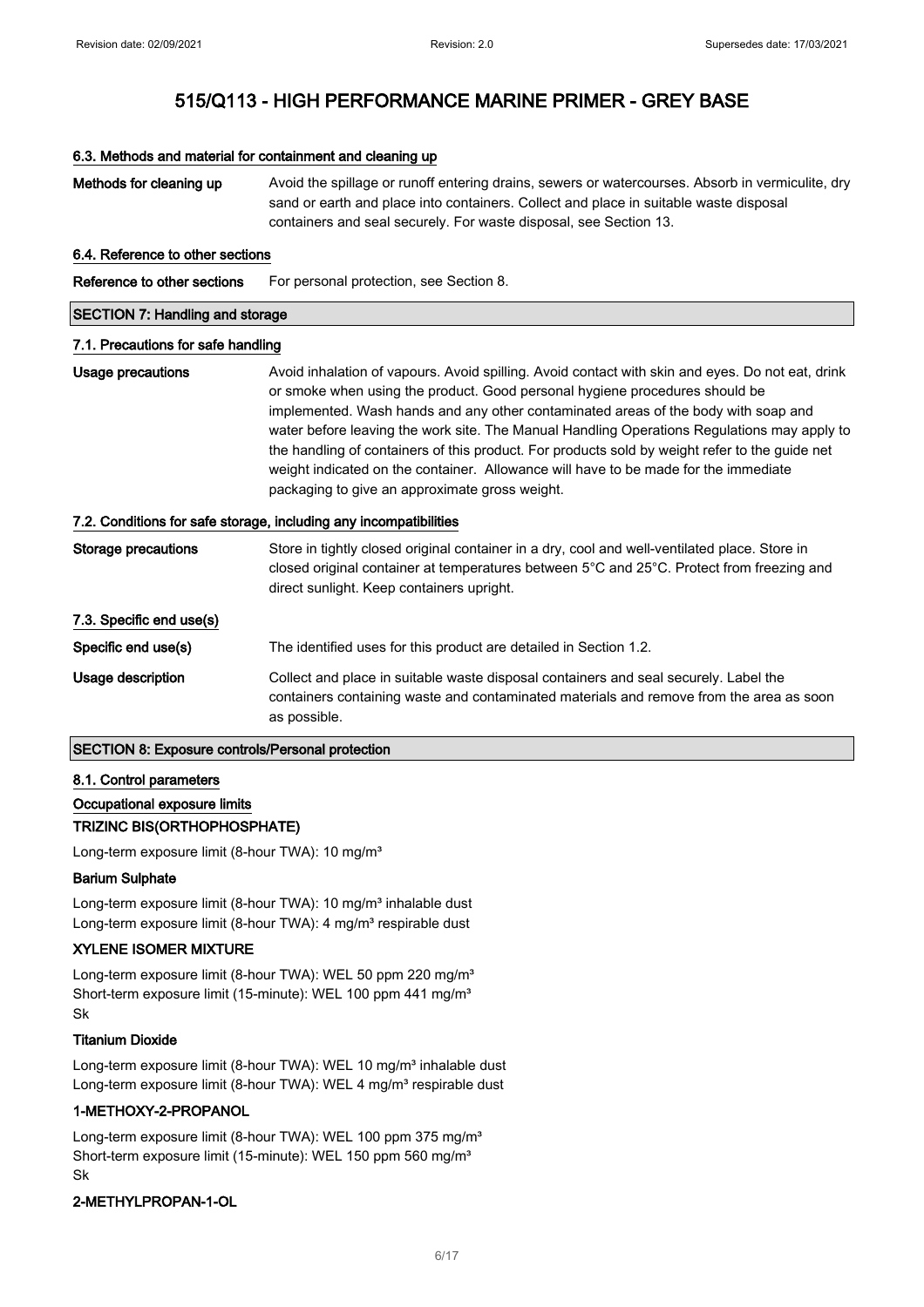# 515/Q113 - HIGH PERFORMANCE MARINE PRIMER - GREY BASE

### 6.3. Methods and material for containment and cleaning up

**Methods for cleaning up** Avoid the spillage or runoff entering drains, sewers or watercourses. Absorb in vermiculite, dry sand or earth and place into containers. Collect and place in suitable waste disposal containers and seal securely. For waste disposal, see Section 13.

### 6.4. Reference to other sections

**Reference to other sections** For personal protection, see Section 8.

## SECTION 7: Handling and storage

### 7.1. Precautions for safe handling

**Usage precautions** Avoid inhalation of vapours. Avoid spilling. Avoid contact with skin and eyes. Do not eat, drink or smoke when using the product. Good personal hygiene procedures should be implemented. Wash hands and any other contaminated areas of the body with soap and water before leaving the work site. The Manual Handling Operations Regulations may apply to the handling of containers of this product. For products sold by weight refer to the guide net weight indicated on the container. Allowance will have to be made for the immediate packaging to give an approximate gross weight.

### 7.2. Conditions for safe storage, including any incompatibilities

**Storage precautions** Store in tightly closed original container in a dry, cool and well-ventilated place. Store in closed original container at temperatures between 5°C and 25°C. Protect from freezing and direct sunlight. Keep containers upright.

### 7.3. Specific end use(s)

**Specific end use(s)** The identified uses for this product are detailed in Section 1.2.

**Usage description** Collect and place in suitable waste disposal containers and seal securely. Label the containers containing waste and contaminated materials and remove from the area as soon as possible.

## SECTION 8: Exposure controls/Personal protection

### 8.1. Control parameters

**Occupational exposure limits**

#### TRIZINC BIS(ORTHOPHOSPHATE)

Long-term exposure limit (8-hour TWA): 10 mg/m³

#### Barium Sulphate

Long-term exposure limit (8-hour TWA): 10 mg/m³ inhalable dust
Long-term exposure limit (8-hour TWA): 4 mg/m³ respirable dust

#### XYLENE ISOMER MIXTURE

Long-term exposure limit (8-hour TWA): WEL 50 ppm 220 mg/m³
Short-term exposure limit (15-minute): WEL 100 ppm 441 mg/m³
Sk

#### Titanium Dioxide

Long-term exposure limit (8-hour TWA): WEL 10 mg/m³ inhalable dust
Long-term exposure limit (8-hour TWA): WEL 4 mg/m³ respirable dust

#### 1-METHOXY-2-PROPANOL

Long-term exposure limit (8-hour TWA): WEL 100 ppm 375 mg/m³
Short-term exposure limit (15-minute): WEL 150 ppm 560 mg/m³
Sk

#### 2-METHYLPROPAN-1-OL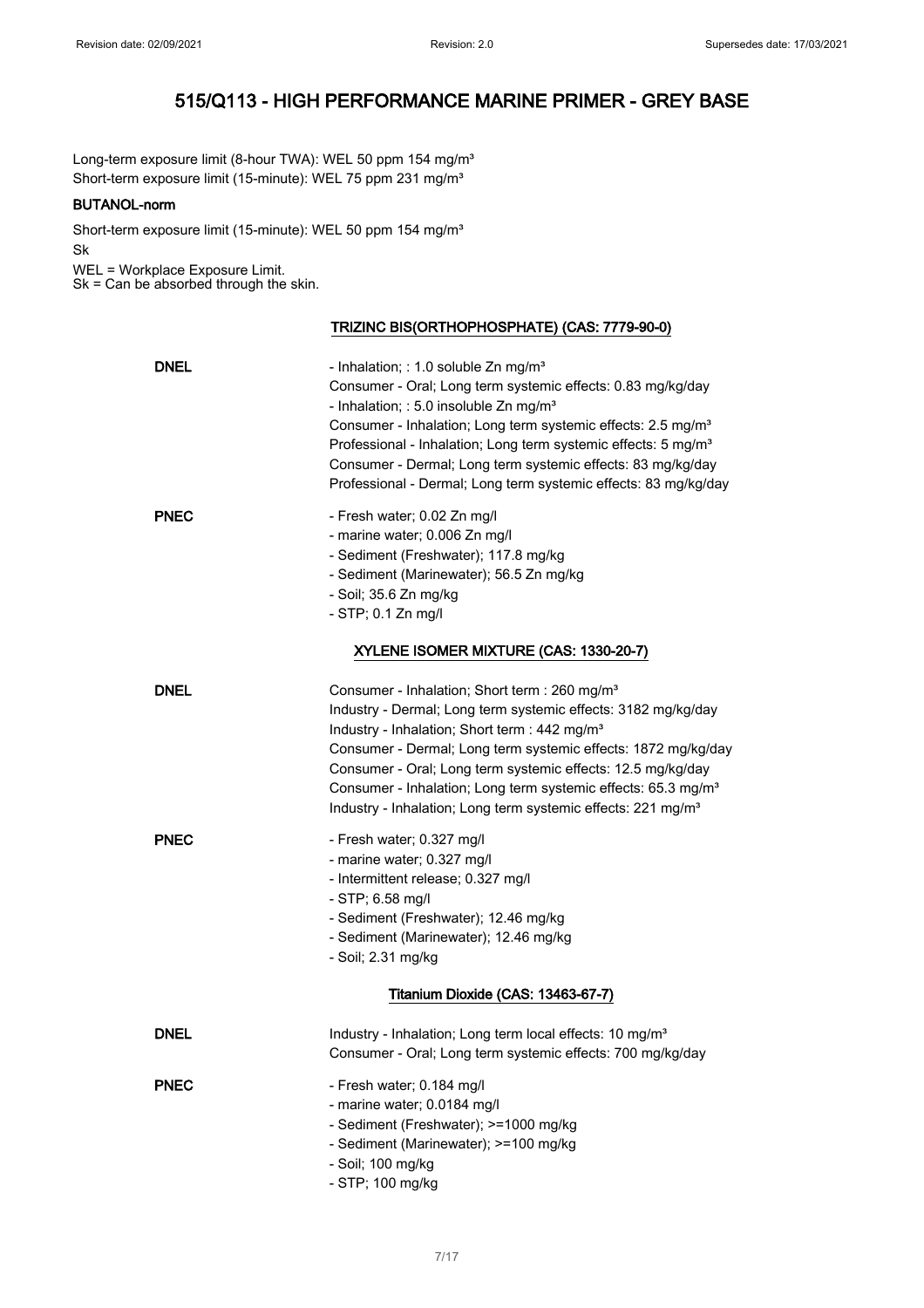Long-term exposure limit (8-hour TWA): WEL 50 ppm 154 mg/m³
Short-term exposure limit (15-minute): WEL 75 ppm 231 mg/m³

**BUTANOL-norm**

Short-term exposure limit (15-minute): WEL 50 ppm 154 mg/m³
Sk

WEL = Workplace Exposure Limit.
Sk = Can be absorbed through the skin.

**TRIZINC BIS(ORTHOPHOSPHATE) (CAS: 7779-90-0)**

| | |
|---|---|
| **DNEL** | - Inhalation; : 1.0 soluble Zn mg/m³<br>Consumer - Oral; Long term systemic effects: 0.83 mg/kg/day<br>- Inhalation; : 5.0 insoluble Zn mg/m³<br>Consumer - Inhalation; Long term systemic effects: 2.5 mg/m³<br>Professional - Inhalation; Long term systemic effects: 5 mg/m³<br>Consumer - Dermal; Long term systemic effects: 83 mg/kg/day<br>Professional - Dermal; Long term systemic effects: 83 mg/kg/day |
| **PNEC** | - Fresh water; 0.02 Zn mg/l<br>- marine water; 0.006 Zn mg/l<br>- Sediment (Freshwater); 117.8 mg/kg<br>- Sediment (Marinewater); 56.5 Zn mg/kg<br>- Soil; 35.6 Zn mg/kg<br>- STP; 0.1 Zn mg/l |

**XYLENE ISOMER MIXTURE (CAS: 1330-20-7)**

| | |
|---|---|
| **DNEL** | Consumer - Inhalation; Short term : 260 mg/m³<br>Industry - Dermal; Long term systemic effects: 3182 mg/kg/day<br>Industry - Inhalation; Short term : 442 mg/m³<br>Consumer - Dermal; Long term systemic effects: 1872 mg/kg/day<br>Consumer - Oral; Long term systemic effects: 12.5 mg/kg/day<br>Consumer - Inhalation; Long term systemic effects: 65.3 mg/m³<br>Industry - Inhalation; Long term systemic effects: 221 mg/m³ |
| **PNEC** | - Fresh water; 0.327 mg/l<br>- marine water; 0.327 mg/l<br>- Intermittent release; 0.327 mg/l<br>- STP; 6.58 mg/l<br>- Sediment (Freshwater); 12.46 mg/kg<br>- Sediment (Marinewater); 12.46 mg/kg<br>- Soil; 2.31 mg/kg |

**Titanium Dioxide (CAS: 13463-67-7)**

| | |
|---|---|
| **DNEL** | Industry - Inhalation; Long term local effects: 10 mg/m³<br>Consumer - Oral; Long term systemic effects: 700 mg/kg/day |
| **PNEC** | - Fresh water; 0.184 mg/l<br>- marine water; 0.0184 mg/l<br>- Sediment (Freshwater); >=1000 mg/kg<br>- Sediment (Marinewater); >=100 mg/kg<br>- Soil; 100 mg/kg<br>- STP; 100 mg/kg |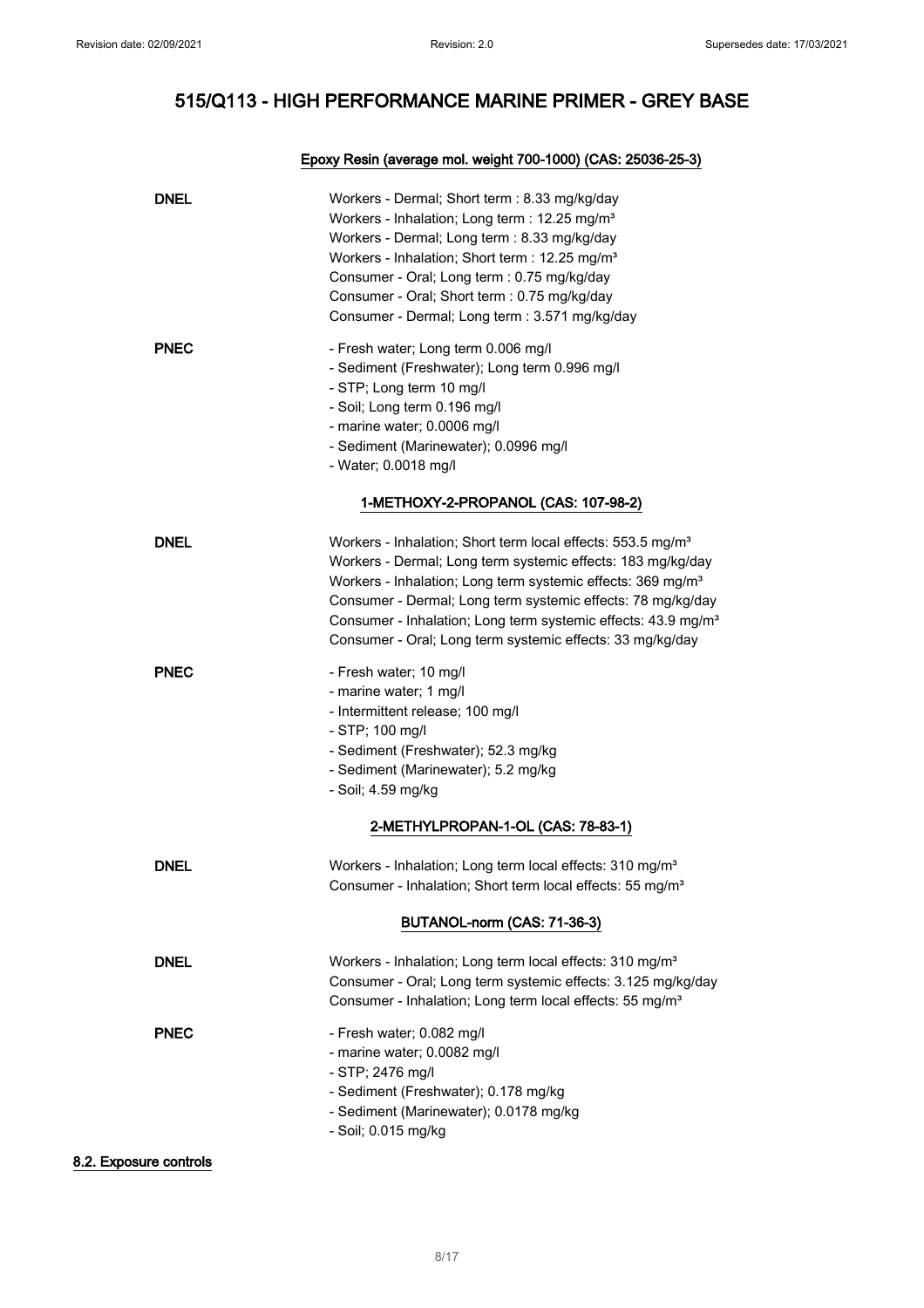#### Epoxy Resin (average mol. weight 700-1000) (CAS: 25036-25-3)

| | |
|---|---|
| **DNEL** | Workers - Dermal; Short term : 8.33 mg/kg/day<br>Workers - Inhalation; Long term : 12.25 mg/m³<br>Workers - Dermal; Long term : 8.33 mg/kg/day<br>Workers - Inhalation; Short term : 12.25 mg/m³<br>Consumer - Oral; Long term : 0.75 mg/kg/day<br>Consumer - Oral; Short term : 0.75 mg/kg/day<br>Consumer - Dermal; Long term : 3.571 mg/kg/day |
| **PNEC** | - Fresh water; Long term 0.006 mg/l<br>- Sediment (Freshwater); Long term 0.996 mg/l<br>- STP; Long term 10 mg/l<br>- Soil; Long term 0.196 mg/l<br>- marine water; 0.0006 mg/l<br>- Sediment (Marinewater); 0.0996 mg/l<br>- Water; 0.0018 mg/l |

#### 1-METHOXY-2-PROPANOL (CAS: 107-98-2)

| | |
|---|---|
| **DNEL** | Workers - Inhalation; Short term local effects: 553.5 mg/m³<br>Workers - Dermal; Long term systemic effects: 183 mg/kg/day<br>Workers - Inhalation; Long term systemic effects: 369 mg/m³<br>Consumer - Dermal; Long term systemic effects: 78 mg/kg/day<br>Consumer - Inhalation; Long term systemic effects: 43.9 mg/m³<br>Consumer - Oral; Long term systemic effects: 33 mg/kg/day |
| **PNEC** | - Fresh water; 10 mg/l<br>- marine water; 1 mg/l<br>- Intermittent release; 100 mg/l<br>- STP; 100 mg/l<br>- Sediment (Freshwater); 52.3 mg/kg<br>- Sediment (Marinewater); 5.2 mg/kg<br>- Soil; 4.59 mg/kg |

#### 2-METHYLPROPAN-1-OL (CAS: 78-83-1)

| | |
|---|---|
| **DNEL** | Workers - Inhalation; Long term local effects: 310 mg/m³<br>Consumer - Inhalation; Short term local effects: 55 mg/m³ |

#### BUTANOL-norm (CAS: 71-36-3)

| | |
|---|---|
| **DNEL** | Workers - Inhalation; Long term local effects: 310 mg/m³<br>Consumer - Oral; Long term systemic effects: 3.125 mg/kg/day<br>Consumer - Inhalation; Long term local effects: 55 mg/m³ |
| **PNEC** | - Fresh water; 0.082 mg/l<br>- marine water; 0.0082 mg/l<br>- STP; 2476 mg/l<br>- Sediment (Freshwater); 0.178 mg/kg<br>- Sediment (Marinewater); 0.0178 mg/kg<br>- Soil; 0.015 mg/kg |

### 8.2. Exposure controls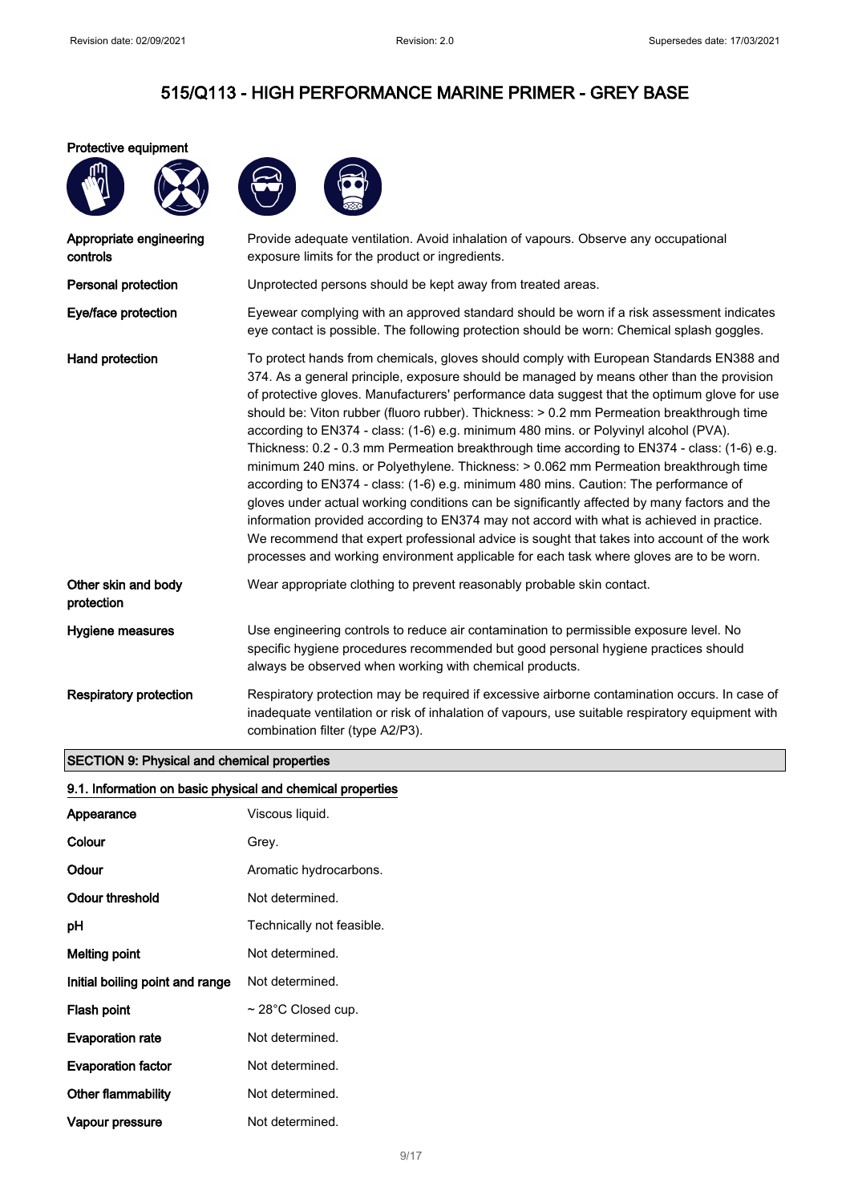# 515/Q113 - HIGH PERFORMANCE MARINE PRIMER - GREY BASE

**Protective equipment**

| | |
|---|---|
| **Appropriate engineering controls** | Provide adequate ventilation. Avoid inhalation of vapours. Observe any occupational exposure limits for the product or ingredients. |
| **Personal protection** | Unprotected persons should be kept away from treated areas. |
| **Eye/face protection** | Eyewear complying with an approved standard should be worn if a risk assessment indicates eye contact is possible. The following protection should be worn: Chemical splash goggles. |
| **Hand protection** | To protect hands from chemicals, gloves should comply with European Standards EN388 and 374. As a general principle, exposure should be managed by means other than the provision of protective gloves. Manufacturers' performance data suggest that the optimum glove for use should be: Viton rubber (fluoro rubber). Thickness: > 0.2 mm Permeation breakthrough time according to EN374 - class: (1-6) e.g. minimum 480 mins. or Polyvinyl alcohol (PVA). Thickness: 0.2 - 0.3 mm Permeation breakthrough time according to EN374 - class: (1-6) e.g. minimum 240 mins. or Polyethylene. Thickness: > 0.062 mm Permeation breakthrough time according to EN374 - class: (1-6) e.g. minimum 480 mins. Caution: The performance of gloves under actual working conditions can be significantly affected by many factors and the information provided according to EN374 may not accord with what is achieved in practice. We recommend that expert professional advice is sought that takes into account of the work processes and working environment applicable for each task where gloves are to be worn. |
| **Other skin and body protection** | Wear appropriate clothing to prevent reasonably probable skin contact. |
| **Hygiene measures** | Use engineering controls to reduce air contamination to permissible exposure level. No specific hygiene procedures recommended but good personal hygiene practices should always be observed when working with chemical products. |
| **Respiratory protection** | Respiratory protection may be required if excessive airborne contamination occurs. In case of inadequate ventilation or risk of inhalation of vapours, use suitable respiratory equipment with combination filter (type A2/P3). |

## SECTION 9: Physical and chemical properties

### 9.1. Information on basic physical and chemical properties

| | |
|---|---|
| **Appearance** | Viscous liquid. |
| **Colour** | Grey. |
| **Odour** | Aromatic hydrocarbons. |
| **Odour threshold** | Not determined. |
| **pH** | Technically not feasible. |
| **Melting point** | Not determined. |
| **Initial boiling point and range** | Not determined. |
| **Flash point** | ~ 28°C Closed cup. |
| **Evaporation rate** | Not determined. |
| **Evaporation factor** | Not determined. |
| **Other flammability** | Not determined. |
| **Vapour pressure** | Not determined. |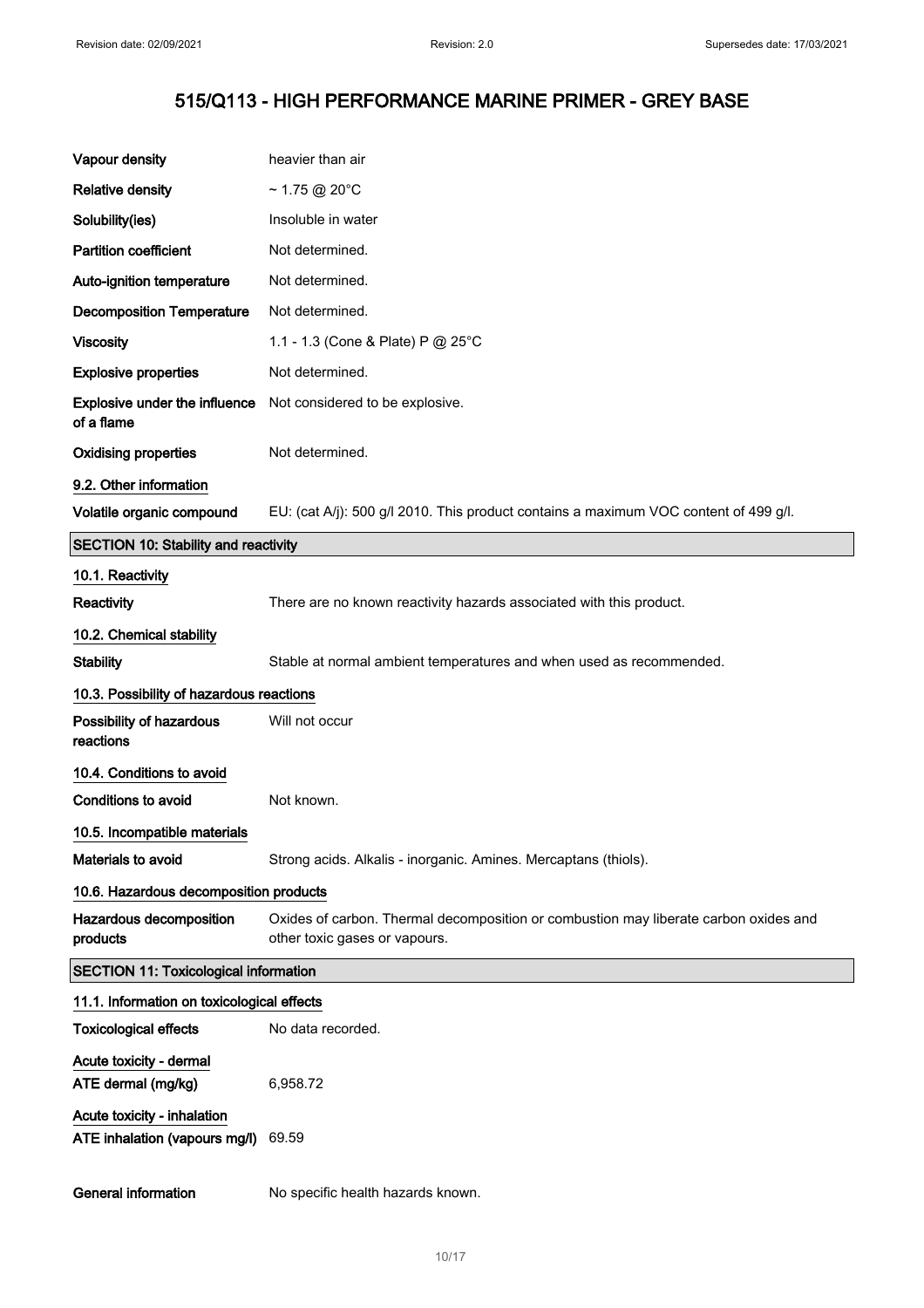| | |
|---|---|
| **Vapour density** | heavier than air |
| **Relative density** | ~ 1.75 @ 20°C |
| **Solubility(ies)** | Insoluble in water |
| **Partition coefficient** | Not determined. |
| **Auto-ignition temperature** | Not determined. |
| **Decomposition Temperature** | Not determined. |
| **Viscosity** | 1.1 - 1.3 (Cone & Plate) P @ 25°C |
| **Explosive properties** | Not determined. |
| **Explosive under the influence of a flame** | Not considered to be explosive. |
| **Oxidising properties** | Not determined. |

### 9.2. Other information

| | |
|---|---|
| **Volatile organic compound** | EU: (cat A/j): 500 g/l 2010. This product contains a maximum VOC content of 499 g/l. |

## SECTION 10: Stability and reactivity

### 10.1. Reactivity

| | |
|---|---|
| **Reactivity** | There are no known reactivity hazards associated with this product. |

### 10.2. Chemical stability

| | |
|---|---|
| **Stability** | Stable at normal ambient temperatures and when used as recommended. |

### 10.3. Possibility of hazardous reactions

| | |
|---|---|
| **Possibility of hazardous reactions** | Will not occur |

### 10.4. Conditions to avoid

| | |
|---|---|
| **Conditions to avoid** | Not known. |

### 10.5. Incompatible materials

| | |
|---|---|
| **Materials to avoid** | Strong acids. Alkalis - inorganic. Amines. Mercaptans (thiols). |

### 10.6. Hazardous decomposition products

| | |
|---|---|
| **Hazardous decomposition products** | Oxides of carbon. Thermal decomposition or combustion may liberate carbon oxides and other toxic gases or vapours. |

## SECTION 11: Toxicological information

### 11.1. Information on toxicological effects

| | |
|---|---|
| **Toxicological effects** | No data recorded. |

**Acute toxicity - dermal**

| | |
|---|---|
| **ATE dermal (mg/kg)** | 6,958.72 |

**Acute toxicity - inhalation**

| | |
|---|---|
| **ATE inhalation (vapours mg/l)** | 69.59 |

| | |
|---|---|
| **General information** | No specific health hazards known. |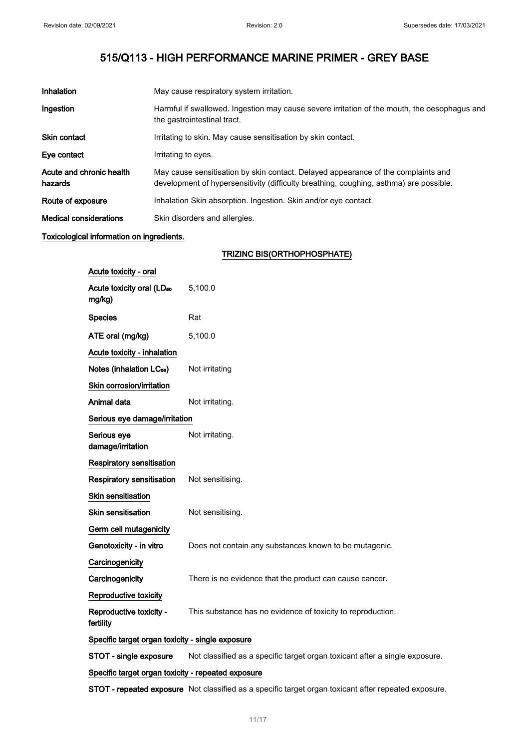# 515/Q113 - HIGH PERFORMANCE MARINE PRIMER - GREY BASE

| | |
|---|---|
| **Inhalation** | May cause respiratory system irritation. |
| **Ingestion** | Harmful if swallowed. Ingestion may cause severe irritation of the mouth, the oesophagus and the gastrointestinal tract. |
| **Skin contact** | Irritating to skin. May cause sensitisation by skin contact. |
| **Eye contact** | Irritating to eyes. |
| **Acute and chronic health hazards** | May cause sensitisation by skin contact. Delayed appearance of the complaints and development of hypersensitivity (difficulty breathing, coughing, asthma) are possible. |
| **Route of exposure** | Inhalation Skin absorption. Ingestion. Skin and/or eye contact. |
| **Medical considerations** | Skin disorders and allergies. |

**Toxicological information on ingredients.**

**TRIZINC BIS(ORTHOPHOSPHATE)**

**Acute toxicity - oral**

| | |
|---|---|
| **Acute toxicity oral ($LD_{50}$ mg/kg)** | 5,100.0 |
| **Species** | Rat |
| **ATE oral (mg/kg)** | 5,100.0 |

**Acute toxicity - inhalation**

| | |
|---|---|
| **Notes (inhalation $LC_{50}$)** | Not irritating |

**Skin corrosion/irritation**

| | |
|---|---|
| **Animal data** | Not irritating. |

**Serious eye damage/irritation**

| | |
|---|---|
| **Serious eye damage/irritation** | Not irritating. |

**Respiratory sensitisation**

| | |
|---|---|
| **Respiratory sensitisation** | Not sensitising. |

**Skin sensitisation**

| | |
|---|---|
| **Skin sensitisation** | Not sensitising. |

**Germ cell mutagenicity**

| | |
|---|---|
| **Genotoxicity - in vitro** | Does not contain any substances known to be mutagenic. |

**Carcinogenicity**

| | |
|---|---|
| **Carcinogenicity** | There is no evidence that the product can cause cancer. |

**Reproductive toxicity**

| | |
|---|---|
| **Reproductive toxicity - fertility** | This substance has no evidence of toxicity to reproduction. |

**Specific target organ toxicity - single exposure**

| | |
|---|---|
| **STOT - single exposure** | Not classified as a specific target organ toxicant after a single exposure. |

**Specific target organ toxicity - repeated exposure**

| | |
|---|---|
| **STOT - repeated exposure** | Not classified as a specific target organ toxicant after repeated exposure. |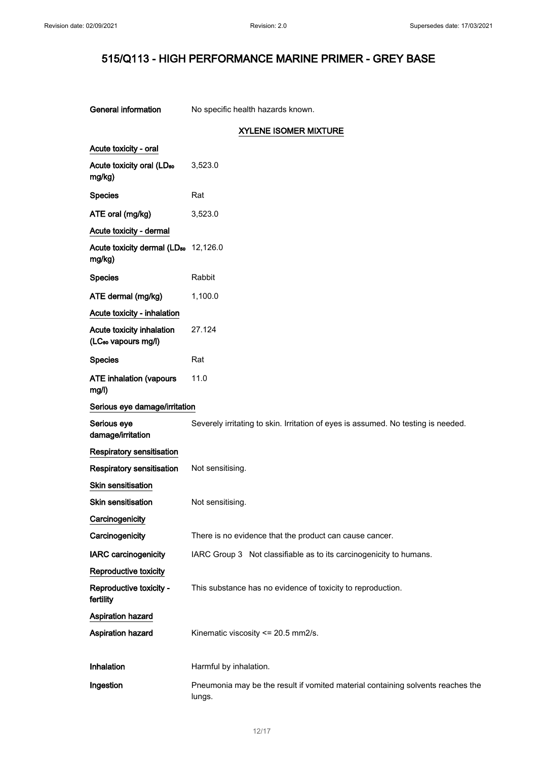# 515/Q113 - HIGH PERFORMANCE MARINE PRIMER - GREY BASE

**General information** No specific health hazards known.

### XYLENE ISOMER MIXTURE

**Acute toxicity - oral**

| | |
|---|---|
| **Acute toxicity oral ($LD_{50}$ mg/kg)** | 3,523.0 |
| **Species** | Rat |
| **ATE oral (mg/kg)** | 3,523.0 |

**Acute toxicity - dermal**

| | |
|---|---|
| **Acute toxicity dermal ($LD_{50}$ mg/kg)** | 12,126.0 |
| **Species** | Rabbit |
| **ATE dermal (mg/kg)** | 1,100.0 |

**Acute toxicity - inhalation**

| | |
|---|---|
| **Acute toxicity inhalation ($LC_{50}$ vapours mg/l)** | 27.124 |
| **Species** | Rat |
| **ATE inhalation (vapours mg/l)** | 11.0 |

**Serious eye damage/irritation**

| | |
|---|---|
| **Serious eye damage/irritation** | Severely irritating to skin. Irritation of eyes is assumed. No testing is needed. |

**Respiratory sensitisation**

| | |
|---|---|
| **Respiratory sensitisation** | Not sensitising. |

**Skin sensitisation**

| | |
|---|---|
| **Skin sensitisation** | Not sensitising. |

**Carcinogenicity**

| | |
|---|---|
| **Carcinogenicity** | There is no evidence that the product can cause cancer. |
| **IARC carcinogenicity** | IARC Group 3 Not classifiable as to its carcinogenicity to humans. |

**Reproductive toxicity**

| | |
|---|---|
| **Reproductive toxicity - fertility** | This substance has no evidence of toxicity to reproduction. |

**Aspiration hazard**

| | |
|---|---|
| **Aspiration hazard** | Kinematic viscosity <= 20.5 mm2/s. |

| | |
|---|---|
| **Inhalation** | Harmful by inhalation. |
| **Ingestion** | Pneumonia may be the result if vomited material containing solvents reaches the lungs. |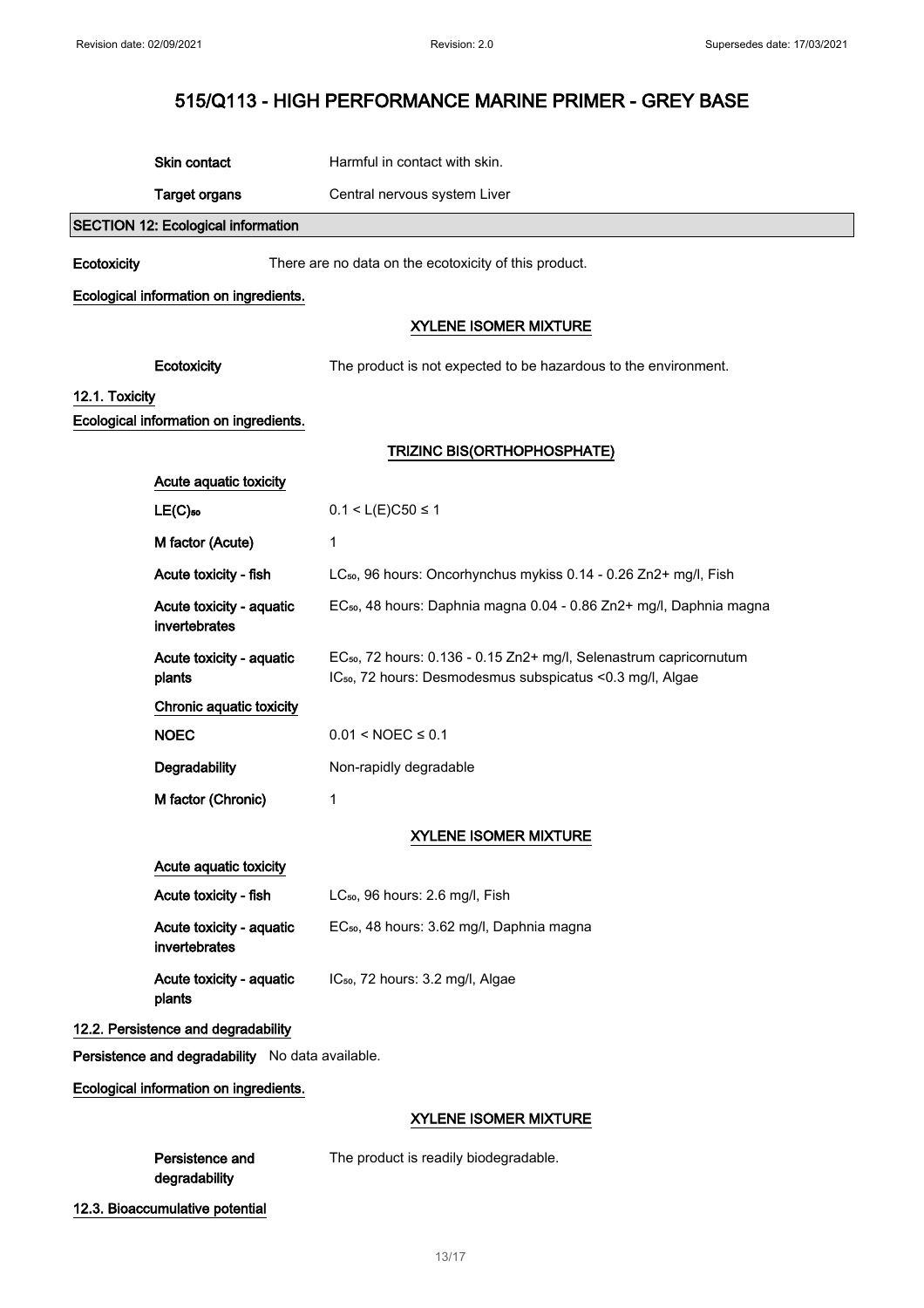| | |
|---|---|
| **Skin contact** | Harmful in contact with skin. |
| **Target organs** | Central nervous system Liver |

## SECTION 12: Ecological information

**Ecotoxicity** There are no data on the ecotoxicity of this product.

**Ecological information on ingredients.**

**XYLENE ISOMER MIXTURE**

| | |
|---|---|
| **Ecotoxicity** | The product is not expected to be hazardous to the environment. |

### 12.1. Toxicity

**Ecological information on ingredients.**

**TRIZINC BIS(ORTHOPHOSPHATE)**

**Acute aquatic toxicity**

| | |
|---|---|
| **$LE(C)_{50}$** | $0.1 < L(E)C50 \leq 1$ |
| **M factor (Acute)** | 1 |
| **Acute toxicity - fish** | $LC_{50}$, 96 hours: Oncorhynchus mykiss 0.14 - 0.26 $Zn^{2+}$ mg/l, Fish |
| **Acute toxicity - aquatic invertebrates** | $EC_{50}$, 48 hours: Daphnia magna 0.04 - 0.86 $Zn^{2+}$ mg/l, Daphnia magna |
| **Acute toxicity - aquatic plants** | $EC_{50}$, 72 hours: 0.136 - 0.15 $Zn^{2+}$ mg/l, Selenastrum capricornutum<br>$IC_{50}$, 72 hours: Desmodesmus subspicatus <0.3 mg/l, Algae |

**Chronic aquatic toxicity**

| | |
|---|---|
| **NOEC** | $0.01 < NOEC \leq 0.1$ |
| **Degradability** | Non-rapidly degradable |
| **M factor (Chronic)** | 1 |

**XYLENE ISOMER MIXTURE**

**Acute aquatic toxicity**

| | |
|---|---|
| **Acute toxicity - fish** | $LC_{50}$, 96 hours: 2.6 mg/l, Fish |
| **Acute toxicity - aquatic invertebrates** | $EC_{50}$, 48 hours: 3.62 mg/l, Daphnia magna |
| **Acute toxicity - aquatic plants** | $IC_{50}$, 72 hours: 3.2 mg/l, Algae |

### 12.2. Persistence and degradability

**Persistence and degradability** No data available.

**Ecological information on ingredients.**

**XYLENE ISOMER MIXTURE**

| | |
|---|---|
| **Persistence and degradability** | The product is readily biodegradable. |

### 12.3. Bioaccumulative potential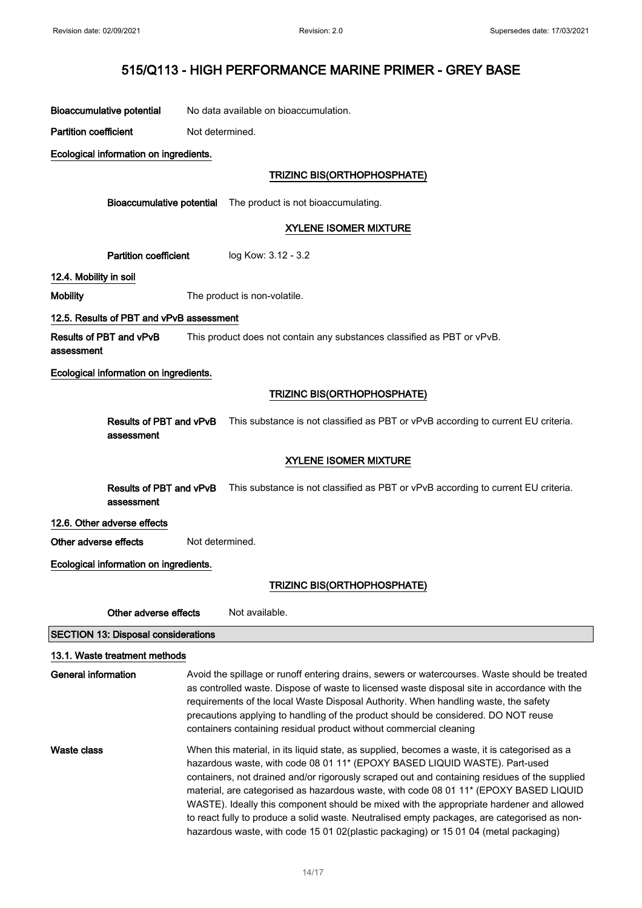**Bioaccumulative potential** No data available on bioaccumulation.

**Partition coefficient** Not determined.

**Ecological information on ingredients.**

**TRIZINC BIS(ORTHOPHOSPHATE)**

**Bioaccumulative potential** The product is not bioaccumulating.

**XYLENE ISOMER MIXTURE**

**Partition coefficient** log Kow: 3.12 - 3.2

### 12.4. Mobility in soil

**Mobility** The product is non-volatile.

### 12.5. Results of PBT and vPvB assessment

**Results of PBT and vPvB assessment** This product does not contain any substances classified as PBT or vPvB.

**Ecological information on ingredients.**

**TRIZINC BIS(ORTHOPHOSPHATE)**

**Results of PBT and vPvB assessment** This substance is not classified as PBT or vPvB according to current EU criteria.

**XYLENE ISOMER MIXTURE**

**Results of PBT and vPvB assessment** This substance is not classified as PBT or vPvB according to current EU criteria.

### 12.6. Other adverse effects

**Other adverse effects** Not determined.

**Ecological information on ingredients.**

**TRIZINC BIS(ORTHOPHOSPHATE)**

**Other adverse effects** Not available.

## SECTION 13: Disposal considerations

### 13.1. Waste treatment methods

**General information** Avoid the spillage or runoff entering drains, sewers or watercourses. Waste should be treated as controlled waste. Dispose of waste to licensed waste disposal site in accordance with the requirements of the local Waste Disposal Authority. When handling waste, the safety precautions applying to handling of the product should be considered. DO NOT reuse containers containing residual product without commercial cleaning

**Waste class** When this material, in its liquid state, as supplied, becomes a waste, it is categorised as a hazardous waste, with code 08 01 11* (EPOXY BASED LIQUID WASTE). Part-used containers, not drained and/or rigorously scraped out and containing residues of the supplied material, are categorised as hazardous waste, with code 08 01 11* (EPOXY BASED LIQUID WASTE). Ideally this component should be mixed with the appropriate hardener and allowed to react fully to produce a solid waste. Neutralised empty packages, are categorised as non-hazardous waste, with code 15 01 02(plastic packaging) or 15 01 04 (metal packaging)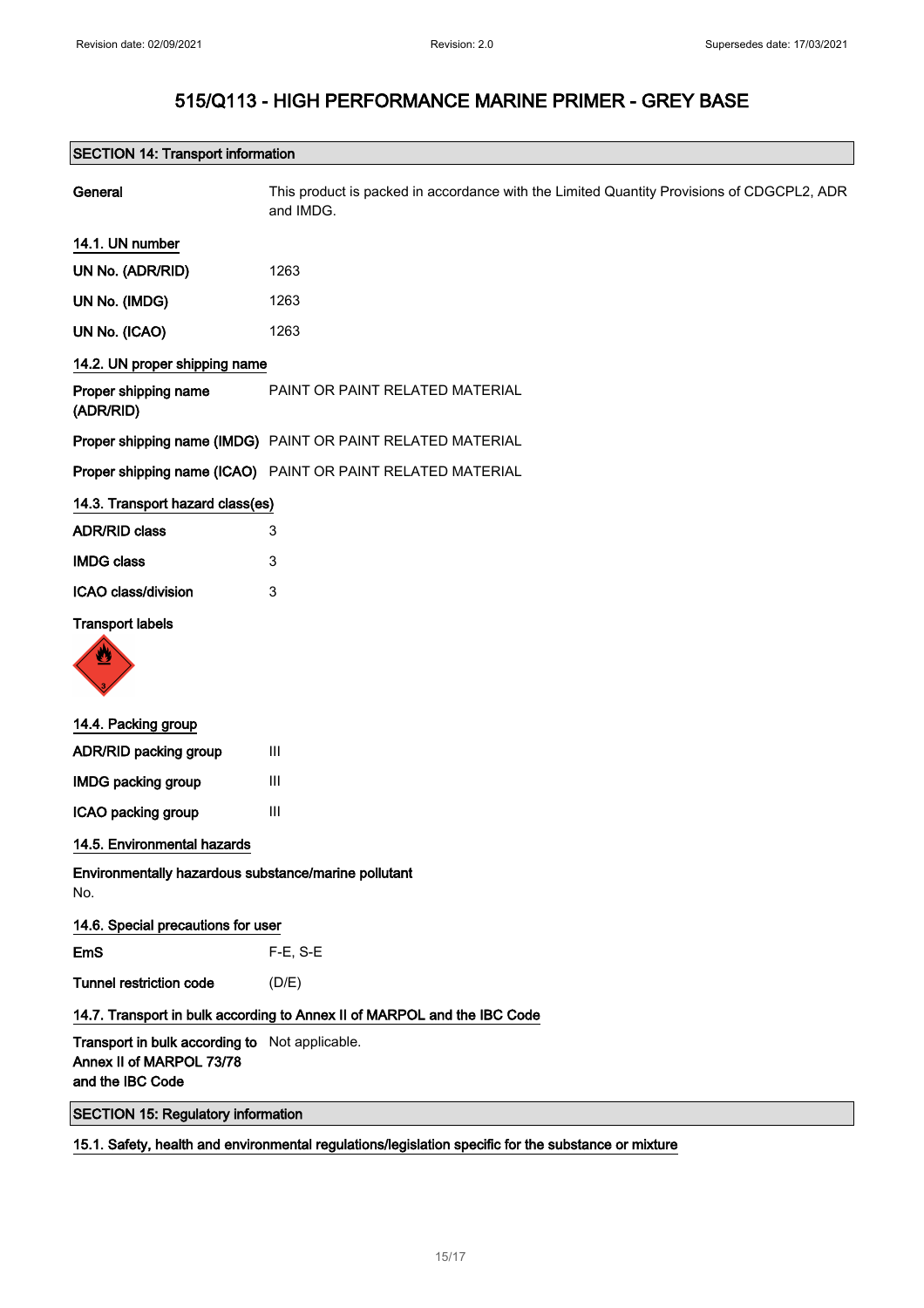# 515/Q113 - HIGH PERFORMANCE MARINE PRIMER - GREY BASE

## SECTION 14: Transport information

**General** This product is packed in accordance with the Limited Quantity Provisions of CDGCPL2, ADR and IMDG.

### 14.1. UN number

**UN No. (ADR/RID)** 1263

**UN No. (IMDG)** 1263

**UN No. (ICAO)** 1263

### 14.2. UN proper shipping name

**Proper shipping name (ADR/RID)** PAINT OR PAINT RELATED MATERIAL

**Proper shipping name (IMDG)** PAINT OR PAINT RELATED MATERIAL

**Proper shipping name (ICAO)** PAINT OR PAINT RELATED MATERIAL

### 14.3. Transport hazard class(es)

**ADR/RID class** 3

**IMDG class** 3

**ICAO class/division** 3

**Transport labels**

### 14.4. Packing group

**ADR/RID packing group** III

**IMDG packing group** III

**ICAO packing group** III

### 14.5. Environmental hazards

**Environmentally hazardous substance/marine pollutant**
No.

### 14.6. Special precautions for user

**EmS** F-E, S-E

**Tunnel restriction code** (D/E)

### 14.7. Transport in bulk according to Annex II of MARPOL and the IBC Code

**Transport in bulk according to Annex II of MARPOL 73/78 and the IBC Code** Not applicable.

## SECTION 15: Regulatory information

### 15.1. Safety, health and environmental regulations/legislation specific for the substance or mixture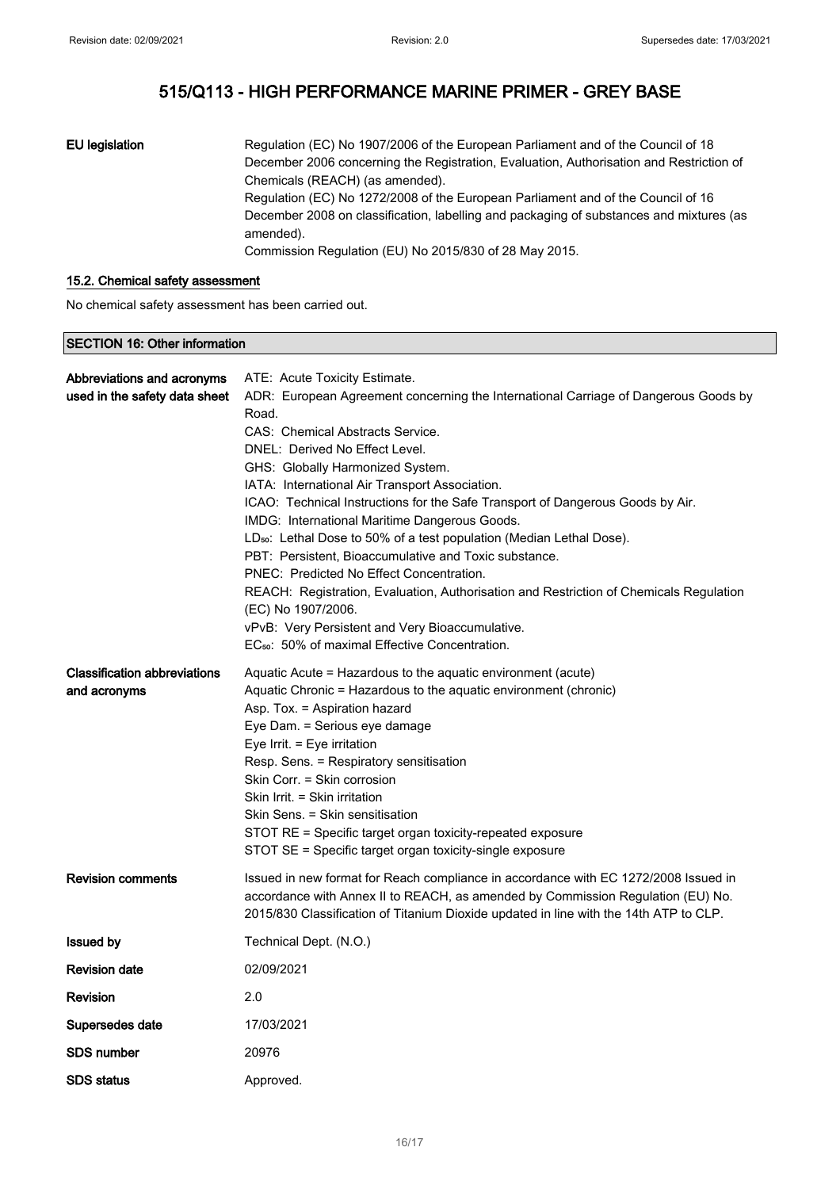# 515/Q113 - HIGH PERFORMANCE MARINE PRIMER - GREY BASE

| | |
|---|---|
| **EU legislation** | Regulation (EC) No 1907/2006 of the European Parliament and of the Council of 18 December 2006 concerning the Registration, Evaluation, Authorisation and Restriction of Chemicals (REACH) (as amended).<br>Regulation (EC) No 1272/2008 of the European Parliament and of the Council of 16 December 2008 on classification, labelling and packaging of substances and mixtures (as amended).<br>Commission Regulation (EU) No 2015/830 of 28 May 2015. |

### 15.2. Chemical safety assessment

No chemical safety assessment has been carried out.

## SECTION 16: Other information

| | |
|---|---|
| **Abbreviations and acronyms used in the safety data sheet** | ATE: Acute Toxicity Estimate.<br>ADR: European Agreement concerning the International Carriage of Dangerous Goods by Road.<br>CAS: Chemical Abstracts Service.<br>DNEL: Derived No Effect Level.<br>GHS: Globally Harmonized System.<br>IATA: International Air Transport Association.<br>ICAO: Technical Instructions for the Safe Transport of Dangerous Goods by Air.<br>IMDG: International Maritime Dangerous Goods.<br>$LD_{50}$: Lethal Dose to 50% of a test population (Median Lethal Dose).<br>PBT: Persistent, Bioaccumulative and Toxic substance.<br>PNEC: Predicted No Effect Concentration.<br>REACH: Registration, Evaluation, Authorisation and Restriction of Chemicals Regulation (EC) No 1907/2006.<br>vPvB: Very Persistent and Very Bioaccumulative.<br>$EC_{50}$: 50% of maximal Effective Concentration. |
| **Classification abbreviations and acronyms** | Aquatic Acute = Hazardous to the aquatic environment (acute)<br>Aquatic Chronic = Hazardous to the aquatic environment (chronic)<br>Asp. Tox. = Aspiration hazard<br>Eye Dam. = Serious eye damage<br>Eye Irrit. = Eye irritation<br>Resp. Sens. = Respiratory sensitisation<br>Skin Corr. = Skin corrosion<br>Skin Irrit. = Skin irritation<br>Skin Sens. = Skin sensitisation<br>STOT RE = Specific target organ toxicity-repeated exposure<br>STOT SE = Specific target organ toxicity-single exposure |
| **Revision comments** | Issued in new format for Reach compliance in accordance with EC 1272/2008 Issued in accordance with Annex II to REACH, as amended by Commission Regulation (EU) No. 2015/830 Classification of Titanium Dioxide updated in line with the 14th ATP to CLP. |
| **Issued by** | Technical Dept. (N.O.) |
| **Revision date** | 02/09/2021 |
| **Revision** | 2.0 |
| **Supersedes date** | 17/03/2021 |
| **SDS number** | 20976 |
| **SDS status** | Approved. |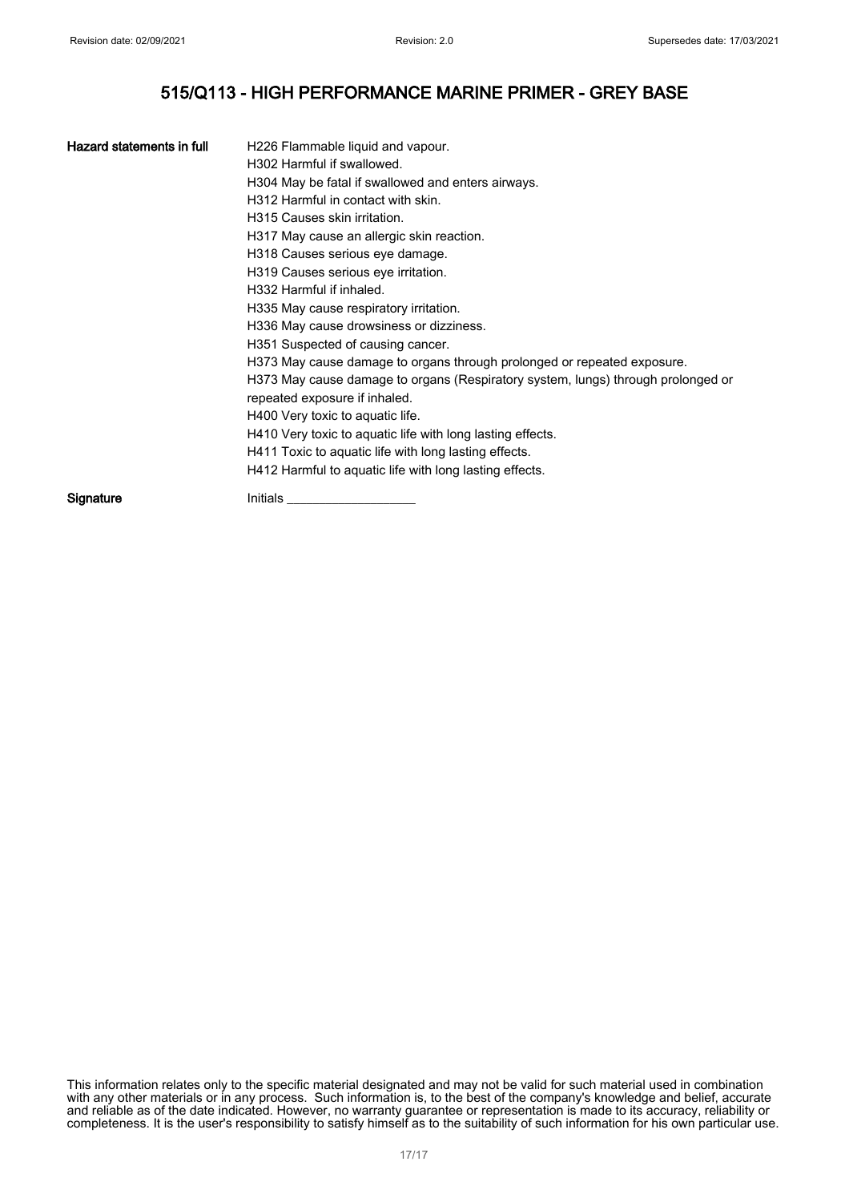| | |
|---|---|
| **Hazard statements in full** | H226 Flammable liquid and vapour.<br>H302 Harmful if swallowed.<br>H304 May be fatal if swallowed and enters airways.<br>H312 Harmful in contact with skin.<br>H315 Causes skin irritation.<br>H317 May cause an allergic skin reaction.<br>H318 Causes serious eye damage.<br>H319 Causes serious eye irritation.<br>H332 Harmful if inhaled.<br>H335 May cause respiratory irritation.<br>H336 May cause drowsiness or dizziness.<br>H351 Suspected of causing cancer.<br>H373 May cause damage to organs through prolonged or repeated exposure.<br>H373 May cause damage to organs (Respiratory system, lungs) through prolonged or repeated exposure if inhaled.<br>H400 Very toxic to aquatic life.<br>H410 Very toxic to aquatic life with long lasting effects.<br>H411 Toxic to aquatic life with long lasting effects.<br>H412 Harmful to aquatic life with long lasting effects. |
| **Signature** | Initials ___________________ |

This information relates only to the specific material designated and may not be valid for such material used in combination with any other materials or in any process. Such information is, to the best of the company's knowledge and belief, accurate and reliable as of the date indicated. However, no warranty guarantee or representation is made to its accuracy, reliability or completeness. It is the user's responsibility to satisfy himself as to the suitability of such information for his own particular use.